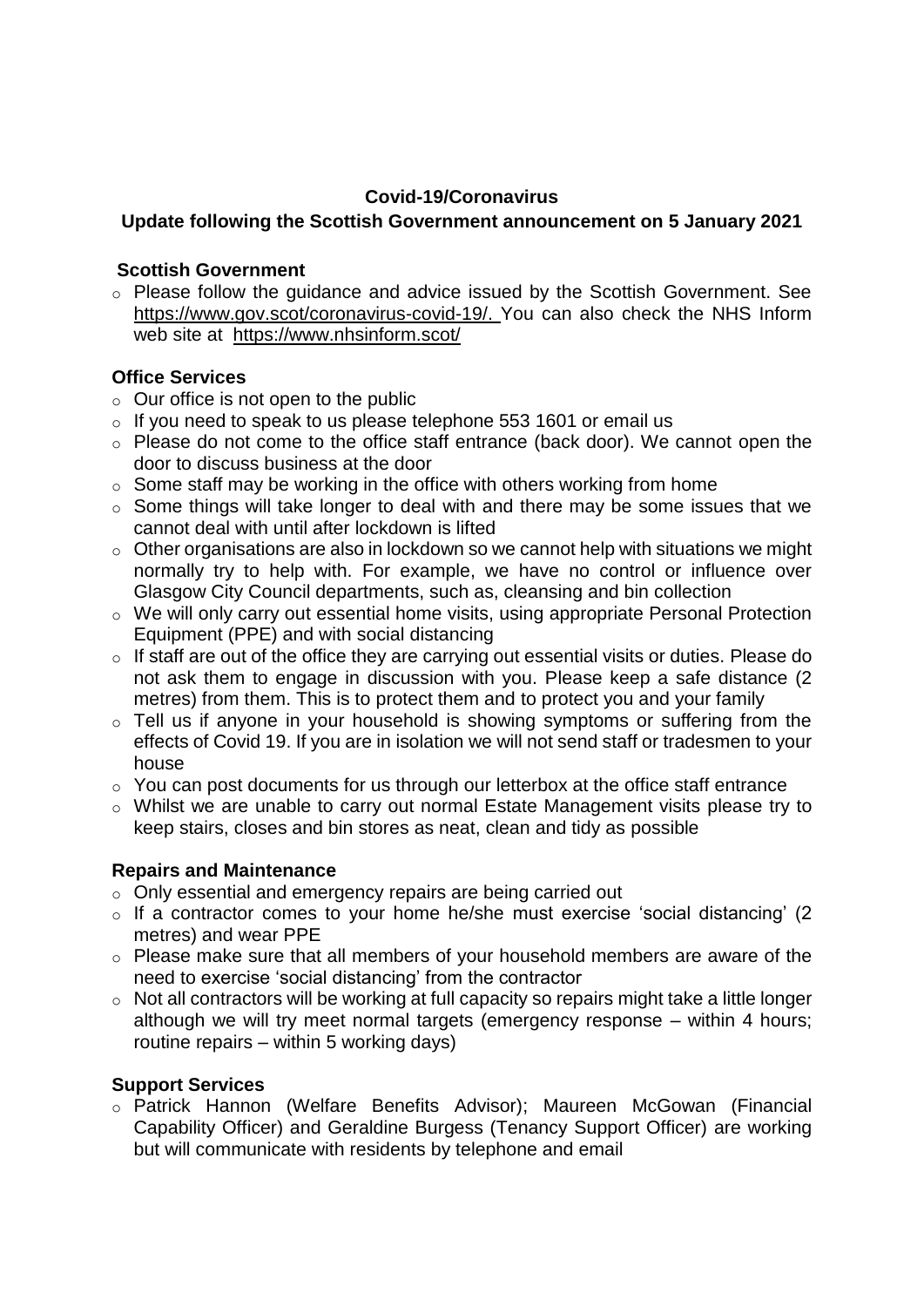**Covid-19/Coronavirus**

**Update following the Scottish Government announcement on 5 January 2021**

**Scottish Government**

- Please follow the guidance and advice issued by the Scottish Government. See https://www.gov.scot/coronavirus-covid-19/. You can also check the NHS Inform web site at https://www.nhsinform.scot/

**Office Services**

- Our office is not open to the public
- If you need to speak to us please telephone 553 1601 or email us
- Please do not come to the office staff entrance (back door). We cannot open the door to discuss business at the door
- Some staff may be working in the office with others working from home
- Some things will take longer to deal with and there may be some issues that we cannot deal with until after lockdown is lifted
- Other organisations are also in lockdown so we cannot help with situations we might normally try to help with. For example, we have no control or influence over Glasgow City Council departments, such as, cleansing and bin collection
- We will only carry out essential home visits, using appropriate Personal Protection Equipment (PPE) and with social distancing
- If staff are out of the office they are carrying out essential visits or duties. Please do not ask them to engage in discussion with you. Please keep a safe distance (2 metres) from them. This is to protect them and to protect you and your family
- Tell us if anyone in your household is showing symptoms or suffering from the effects of Covid 19. If you are in isolation we will not send staff or tradesmen to your house
- You can post documents for us through our letterbox at the office staff entrance
- Whilst we are unable to carry out normal Estate Management visits please try to keep stairs, closes and bin stores as neat, clean and tidy as possible

**Repairs and Maintenance**

- Only essential and emergency repairs are being carried out
- If a contractor comes to your home he/she must exercise 'social distancing' (2 metres) and wear PPE
- Please make sure that all members of your household members are aware of the need to exercise 'social distancing' from the contractor
- Not all contractors will be working at full capacity so repairs might take a little longer although we will try meet normal targets (emergency response – within 4 hours; routine repairs – within 5 working days)

**Support Services**

- Patrick Hannon (Welfare Benefits Advisor); Maureen McGowan (Financial Capability Officer) and Geraldine Burgess (Tenancy Support Officer) are working but will communicate with residents by telephone and email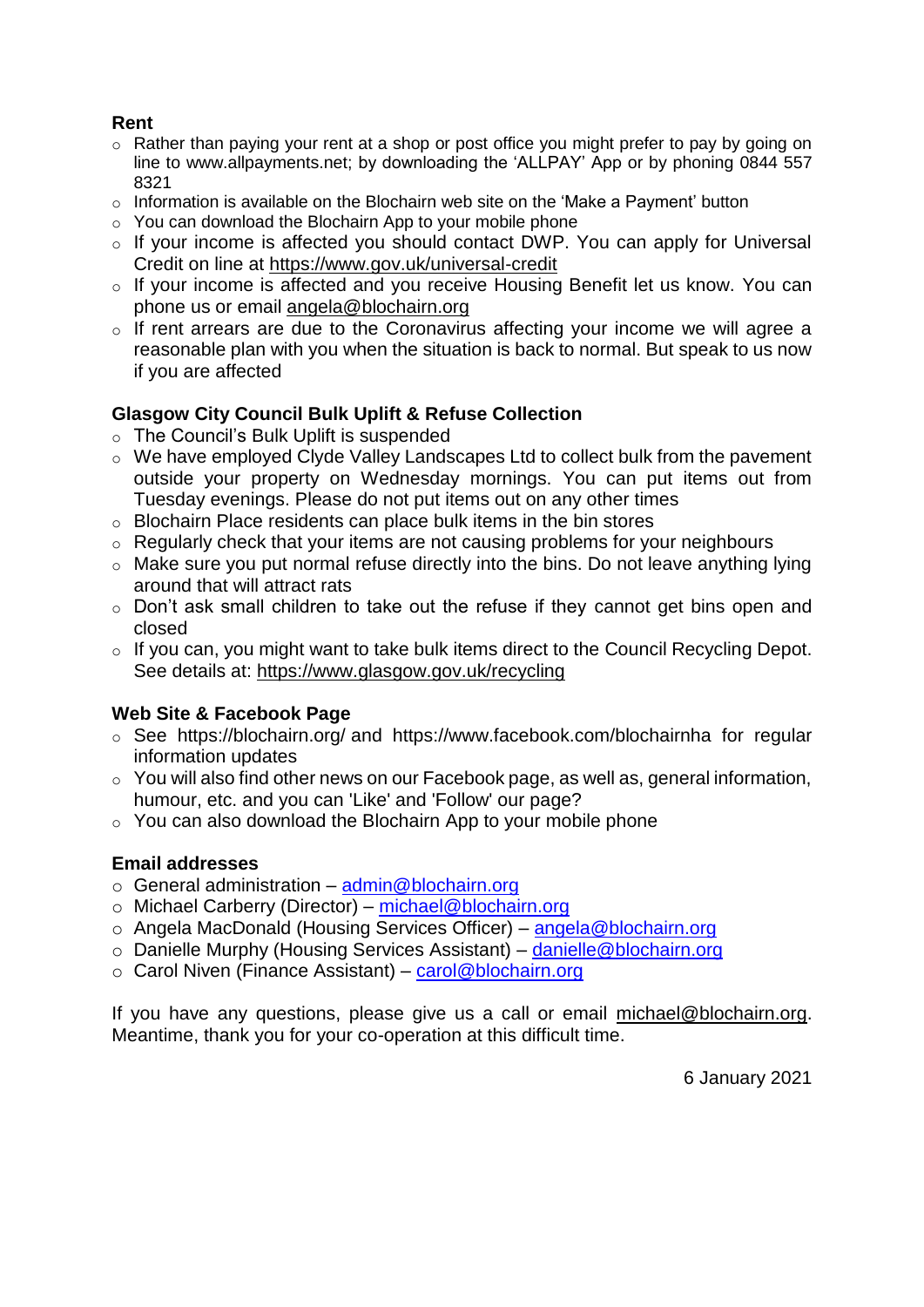**Rent**

- Rather than paying your rent at a shop or post office you might prefer to pay by going on line to www.allpayments.net; by downloading the 'ALLPAY' App or by phoning 0844 557 8321
- Information is available on the Blochairn web site on the 'Make a Payment' button
- You can download the Blochairn App to your mobile phone
- If your income is affected you should contact DWP. You can apply for Universal Credit on line at https://www.gov.uk/universal-credit
- If your income is affected and you receive Housing Benefit let us know. You can phone us or email angela@blochairn.org
- If rent arrears are due to the Coronavirus affecting your income we will agree a reasonable plan with you when the situation is back to normal. But speak to us now if you are affected

**Glasgow City Council Bulk Uplift & Refuse Collection**

- The Council's Bulk Uplift is suspended
- We have employed Clyde Valley Landscapes Ltd to collect bulk from the pavement outside your property on Wednesday mornings. You can put items out from Tuesday evenings. Please do not put items out on any other times
- Blochairn Place residents can place bulk items in the bin stores
- Regularly check that your items are not causing problems for your neighbours
- Make sure you put normal refuse directly into the bins. Do not leave anything lying around that will attract rats
- Don't ask small children to take out the refuse if they cannot get bins open and closed
- If you can, you might want to take bulk items direct to the Council Recycling Depot. See details at: https://www.glasgow.gov.uk/recycling

**Web Site & Facebook Page**

- See https://blochairn.org/ and https://www.facebook.com/blochairnha for regular information updates
- You will also find other news on our Facebook page, as well as, general information, humour, etc. and you can 'Like' and 'Follow' our page?
- You can also download the Blochairn App to your mobile phone

**Email addresses**

- General administration – admin@blochairn.org
- Michael Carberry (Director) – michael@blochairn.org
- Angela MacDonald (Housing Services Officer) – angela@blochairn.org
- Danielle Murphy (Housing Services Assistant) – danielle@blochairn.org
- Carol Niven (Finance Assistant) – carol@blochairn.org

If you have any questions, please give us a call or email michael@blochairn.org. Meantime, thank you for your co-operation at this difficult time.

6 January 2021